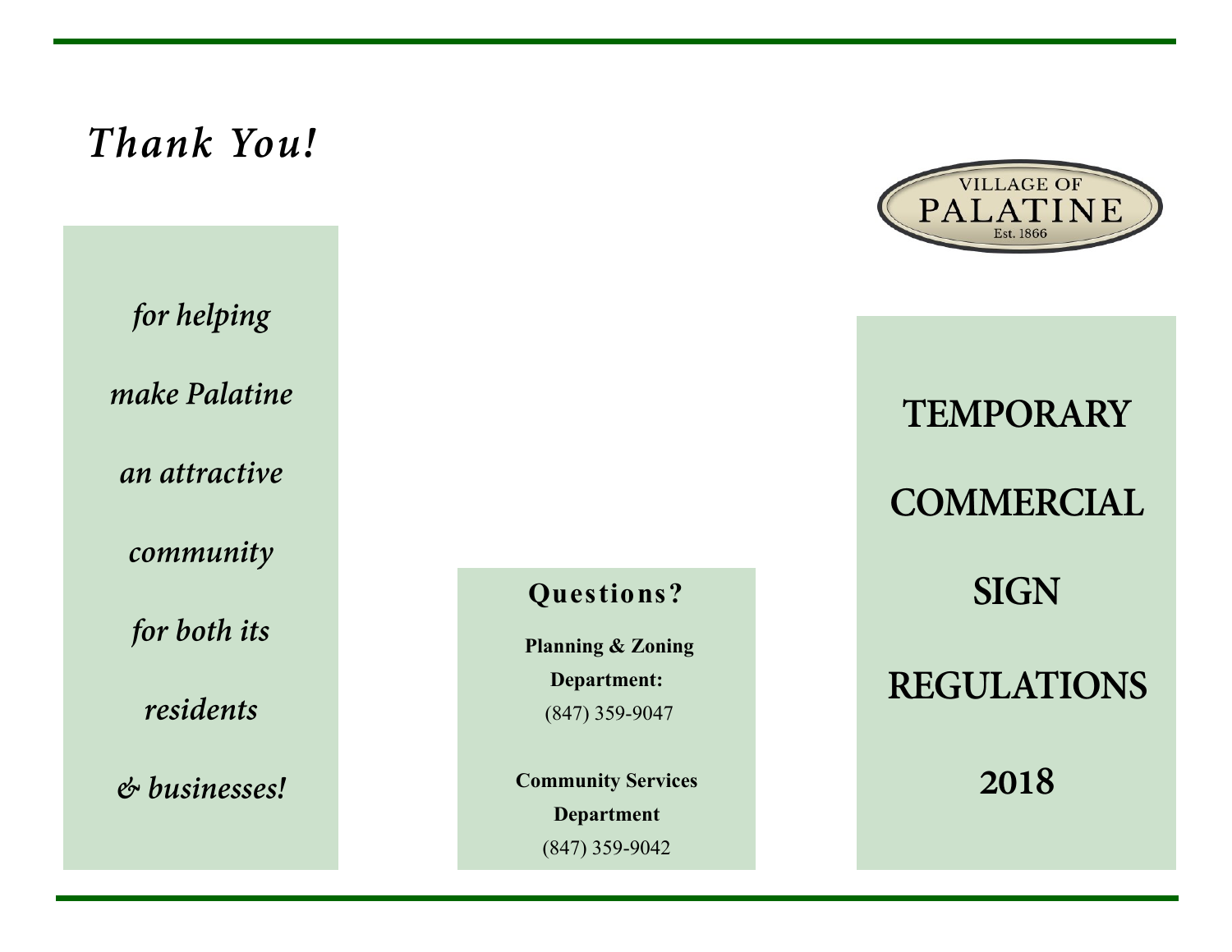*Thank You!*

*for helping make Palatine an attractive community for both its residents & businesses!*

**Questions?**

**Planning & Zoning Department:**
(847) 359-9047

**Community Services Department**
(847) 359-9042

VILLAGE OF PALATINE
Est. 1866

# TEMPORARY COMMERCIAL SIGN REGULATIONS 2018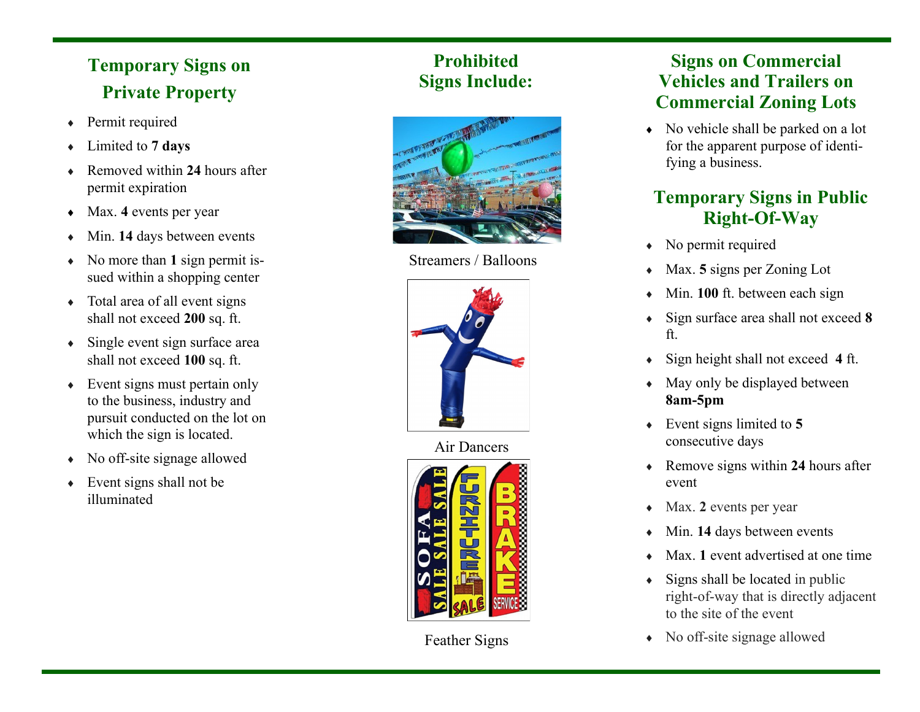## Temporary Signs on Private Property

- Permit required
- Limited to **7 days**
- Removed within **24** hours after permit expiration
- Max. **4** events per year
- Min. **14** days between events
- No more than **1** sign permit issued within a shopping center
- Total area of all event signs shall not exceed **200** sq. ft.
- Single event sign surface area shall not exceed **100** sq. ft.
- Event signs must pertain only to the business, industry and pursuit conducted on the lot on which the sign is located.
- No off-site signage allowed
- Event signs shall not be illuminated

## Prohibited Signs Include:

Streamers / Balloons

Air Dancers

Feather Signs

## Signs on Commercial Vehicles and Trailers on Commercial Zoning Lots

- No vehicle shall be parked on a lot for the apparent purpose of identifying a business.

## Temporary Signs in Public Right-Of-Way

- No permit required
- Max. **5** signs per Zoning Lot
- Min. **100** ft. between each sign
- Sign surface area shall not exceed **8** ft.
- Sign height shall not exceed **4** ft.
- May only be displayed between **8am-5pm**
- Event signs limited to **5** consecutive days
- Remove signs within **24** hours after event
- Max. **2** events per year
- Min. **14** days between events
- Max. **1** event advertised at one time
- Signs shall be located in public right-of-way that is directly adjacent to the site of the event
- No off-site signage allowed